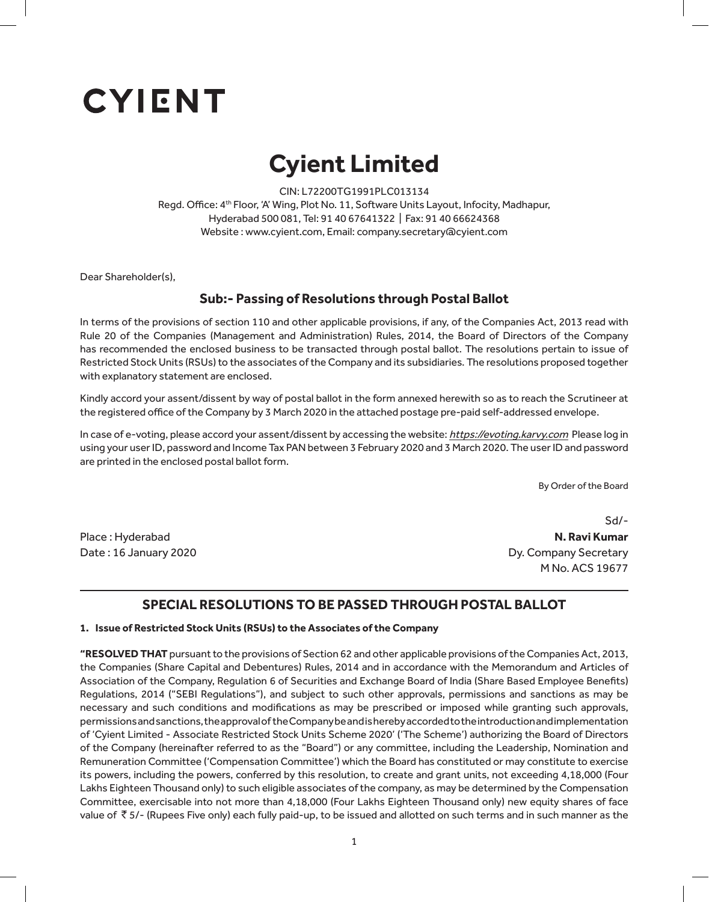# CYIENT

# Cyient Limited

CIN: L72200TG1991PLC013134
Regd. Office: 4th Floor, 'A' Wing, Plot No. 11, Software Units Layout, Infocity, Madhapur,
Hyderabad 500 081, Tel: 91 40 67641322 | Fax: 91 40 66624368
Website : www.cyient.com, Email: company.secretary@cyient.com

Dear Shareholder(s),

## Sub:- Passing of Resolutions through Postal Ballot

In terms of the provisions of section 110 and other applicable provisions, if any, of the Companies Act, 2013 read with Rule 20 of the Companies (Management and Administration) Rules, 2014, the Board of Directors of the Company has recommended the enclosed business to be transacted through postal ballot. The resolutions pertain to issue of Restricted Stock Units (RSUs) to the associates of the Company and its subsidiaries. The resolutions proposed together with explanatory statement are enclosed.

Kindly accord your assent/dissent by way of postal ballot in the form annexed herewith so as to reach the Scrutineer at the registered office of the Company by 3 March 2020 in the attached postage pre-paid self-addressed envelope.

In case of e-voting, please accord your assent/dissent by accessing the website: *https://evoting.karvy.com* Please log in using your user ID, password and Income Tax PAN between 3 February 2020 and 3 March 2020. The user ID and password are printed in the enclosed postal ballot form.

By Order of the Board

Sd/-
**N. Ravi Kumar**
Dy. Company Secretary
M No. ACS 19677

Place : Hyderabad
Date : 16 January 2020

## SPECIAL RESOLUTIONS TO BE PASSED THROUGH POSTAL BALLOT

**1. Issue of Restricted Stock Units (RSUs) to the Associates of the Company**

**"RESOLVED THAT** pursuant to the provisions of Section 62 and other applicable provisions of the Companies Act, 2013, the Companies (Share Capital and Debentures) Rules, 2014 and in accordance with the Memorandum and Articles of Association of the Company, Regulation 6 of Securities and Exchange Board of India (Share Based Employee Benefits) Regulations, 2014 ("SEBI Regulations"), and subject to such other approvals, permissions and sanctions as may be necessary and such conditions and modifications as may be prescribed or imposed while granting such approvals, permissions and sanctions, the approval of the Company be and is hereby accorded to the introduction and implementation of 'Cyient Limited - Associate Restricted Stock Units Scheme 2020' ('The Scheme') authorizing the Board of Directors of the Company (hereinafter referred to as the "Board") or any committee, including the Leadership, Nomination and Remuneration Committee ('Compensation Committee') which the Board has constituted or may constitute to exercise its powers, including the powers, conferred by this resolution, to create and grant units, not exceeding 4,18,000 (Four Lakhs Eighteen Thousand only) to such eligible associates of the company, as may be determined by the Compensation Committee, exercisable into not more than 4,18,000 (Four Lakhs Eighteen Thousand only) new equity shares of face value of ₹ 5/- (Rupees Five only) each fully paid-up, to be issued and allotted on such terms and in such manner as the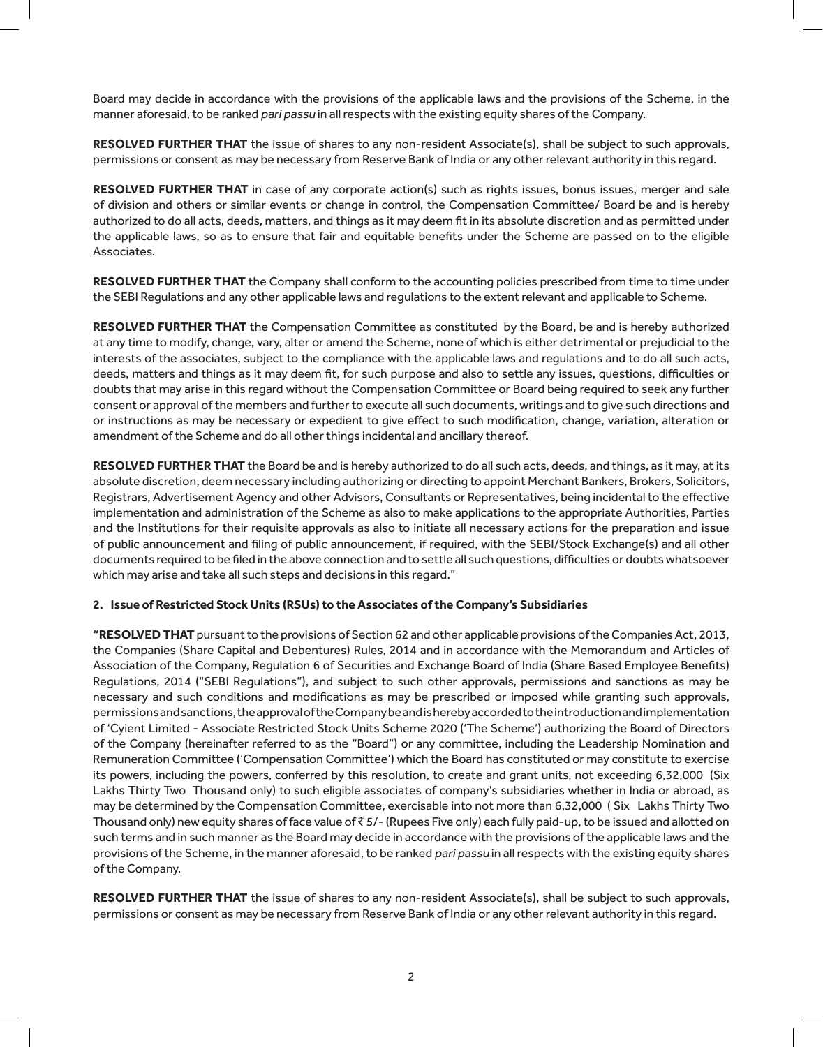Board may decide in accordance with the provisions of the applicable laws and the provisions of the Scheme, in the manner aforesaid, to be ranked *pari passu* in all respects with the existing equity shares of the Company.

**RESOLVED FURTHER THAT** the issue of shares to any non-resident Associate(s), shall be subject to such approvals, permissions or consent as may be necessary from Reserve Bank of India or any other relevant authority in this regard.

**RESOLVED FURTHER THAT** in case of any corporate action(s) such as rights issues, bonus issues, merger and sale of division and others or similar events or change in control, the Compensation Committee/ Board be and is hereby authorized to do all acts, deeds, matters, and things as it may deem fit in its absolute discretion and as permitted under the applicable laws, so as to ensure that fair and equitable benefits under the Scheme are passed on to the eligible Associates.

**RESOLVED FURTHER THAT** the Company shall conform to the accounting policies prescribed from time to time under the SEBI Regulations and any other applicable laws and regulations to the extent relevant and applicable to Scheme.

**RESOLVED FURTHER THAT** the Compensation Committee as constituted by the Board, be and is hereby authorized at any time to modify, change, vary, alter or amend the Scheme, none of which is either detrimental or prejudicial to the interests of the associates, subject to the compliance with the applicable laws and regulations and to do all such acts, deeds, matters and things as it may deem fit, for such purpose and also to settle any issues, questions, difficulties or doubts that may arise in this regard without the Compensation Committee or Board being required to seek any further consent or approval of the members and further to execute all such documents, writings and to give such directions and or instructions as may be necessary or expedient to give effect to such modification, change, variation, alteration or amendment of the Scheme and do all other things incidental and ancillary thereof.

**RESOLVED FURTHER THAT** the Board be and is hereby authorized to do all such acts, deeds, and things, as it may, at its absolute discretion, deem necessary including authorizing or directing to appoint Merchant Bankers, Brokers, Solicitors, Registrars, Advertisement Agency and other Advisors, Consultants or Representatives, being incidental to the effective implementation and administration of the Scheme as also to make applications to the appropriate Authorities, Parties and the Institutions for their requisite approvals as also to initiate all necessary actions for the preparation and issue of public announcement and filing of public announcement, if required, with the SEBI/Stock Exchange(s) and all other documents required to be filed in the above connection and to settle all such questions, difficulties or doubts whatsoever which may arise and take all such steps and decisions in this regard."

**2. Issue of Restricted Stock Units (RSUs) to the Associates of the Company's Subsidiaries**

**"RESOLVED THAT** pursuant to the provisions of Section 62 and other applicable provisions of the Companies Act, 2013, the Companies (Share Capital and Debentures) Rules, 2014 and in accordance with the Memorandum and Articles of Association of the Company, Regulation 6 of Securities and Exchange Board of India (Share Based Employee Benefits) Regulations, 2014 ("SEBI Regulations"), and subject to such other approvals, permissions and sanctions as may be necessary and such conditions and modifications as may be prescribed or imposed while granting such approvals, permissions and sanctions, the approval of the Company be and is hereby accorded to the introduction and implementation of 'Cyient Limited - Associate Restricted Stock Units Scheme 2020 ('The Scheme') authorizing the Board of Directors of the Company (hereinafter referred to as the "Board") or any committee, including the Leadership Nomination and Remuneration Committee ('Compensation Committee') which the Board has constituted or may constitute to exercise its powers, including the powers, conferred by this resolution, to create and grant units, not exceeding 6,32,000 (Six Lakhs Thirty Two Thousand only) to such eligible associates of company's subsidiaries whether in India or abroad, as may be determined by the Compensation Committee, exercisable into not more than 6,32,000 ( Six Lakhs Thirty Two Thousand only) new equity shares of face value of ₹ 5/- (Rupees Five only) each fully paid-up, to be issued and allotted on such terms and in such manner as the Board may decide in accordance with the provisions of the applicable laws and the provisions of the Scheme, in the manner aforesaid, to be ranked *pari passu* in all respects with the existing equity shares of the Company.

**RESOLVED FURTHER THAT** the issue of shares to any non-resident Associate(s), shall be subject to such approvals, permissions or consent as may be necessary from Reserve Bank of India or any other relevant authority in this regard.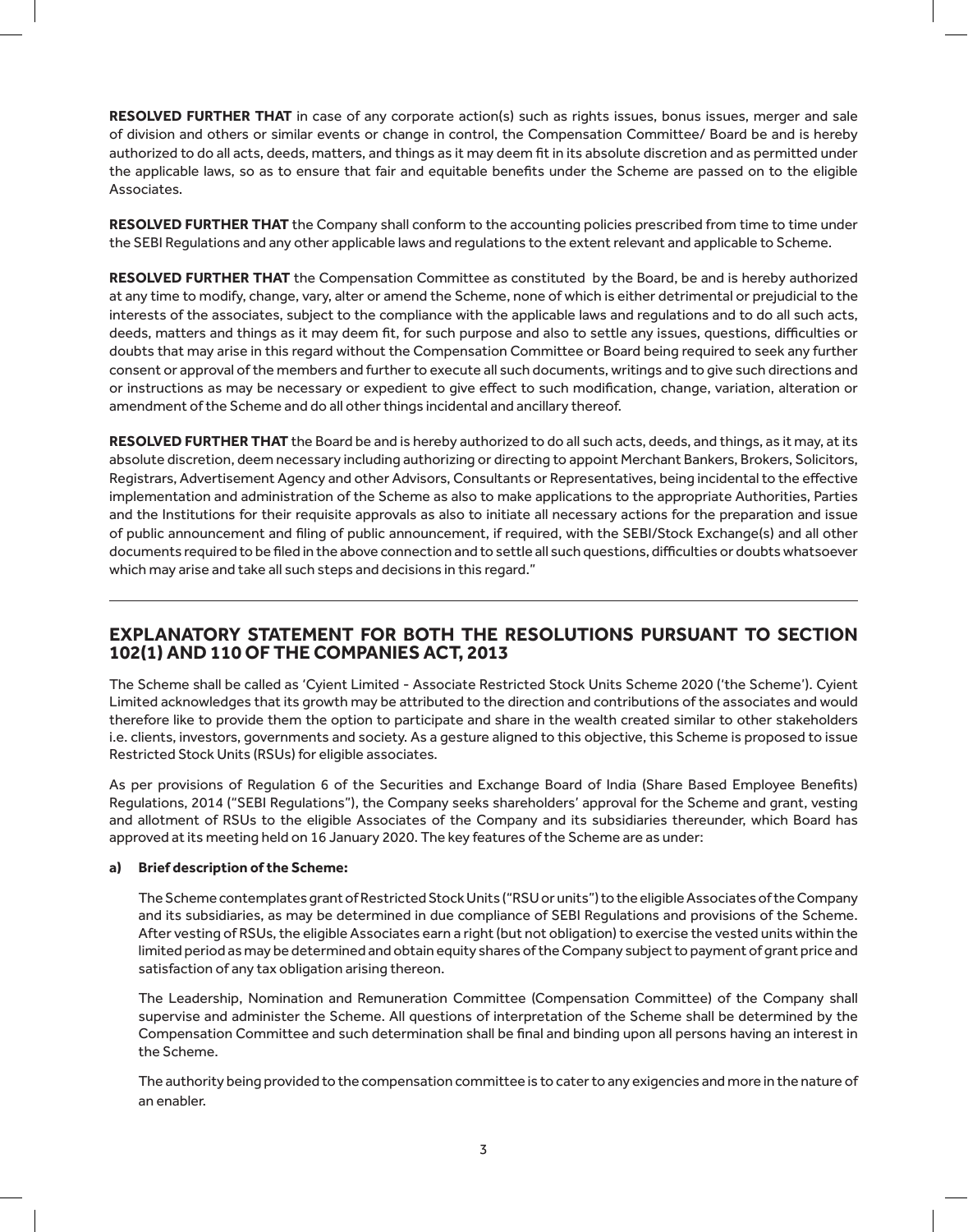**RESOLVED FURTHER THAT** in case of any corporate action(s) such as rights issues, bonus issues, merger and sale of division and others or similar events or change in control, the Compensation Committee/ Board be and is hereby authorized to do all acts, deeds, matters, and things as it may deem fit in its absolute discretion and as permitted under the applicable laws, so as to ensure that fair and equitable benefits under the Scheme are passed on to the eligible Associates.

**RESOLVED FURTHER THAT** the Company shall conform to the accounting policies prescribed from time to time under the SEBI Regulations and any other applicable laws and regulations to the extent relevant and applicable to Scheme.

**RESOLVED FURTHER THAT** the Compensation Committee as constituted by the Board, be and is hereby authorized at any time to modify, change, vary, alter or amend the Scheme, none of which is either detrimental or prejudicial to the interests of the associates, subject to the compliance with the applicable laws and regulations and to do all such acts, deeds, matters and things as it may deem fit, for such purpose and also to settle any issues, questions, difficulties or doubts that may arise in this regard without the Compensation Committee or Board being required to seek any further consent or approval of the members and further to execute all such documents, writings and to give such directions and or instructions as may be necessary or expedient to give effect to such modification, change, variation, alteration or amendment of the Scheme and do all other things incidental and ancillary thereof.

**RESOLVED FURTHER THAT** the Board be and is hereby authorized to do all such acts, deeds, and things, as it may, at its absolute discretion, deem necessary including authorizing or directing to appoint Merchant Bankers, Brokers, Solicitors, Registrars, Advertisement Agency and other Advisors, Consultants or Representatives, being incidental to the effective implementation and administration of the Scheme as also to make applications to the appropriate Authorities, Parties and the Institutions for their requisite approvals as also to initiate all necessary actions for the preparation and issue of public announcement and filing of public announcement, if required, with the SEBI/Stock Exchange(s) and all other documents required to be filed in the above connection and to settle all such questions, difficulties or doubts whatsoever which may arise and take all such steps and decisions in this regard."

---

## EXPLANATORY STATEMENT FOR BOTH THE RESOLUTIONS PURSUANT TO SECTION 102(1) AND 110 OF THE COMPANIES ACT, 2013

The Scheme shall be called as 'Cyient Limited - Associate Restricted Stock Units Scheme 2020 ('the Scheme'). Cyient Limited acknowledges that its growth may be attributed to the direction and contributions of the associates and would therefore like to provide them the option to participate and share in the wealth created similar to other stakeholders i.e. clients, investors, governments and society. As a gesture aligned to this objective, this Scheme is proposed to issue Restricted Stock Units (RSUs) for eligible associates.

As per provisions of Regulation 6 of the Securities and Exchange Board of India (Share Based Employee Benefits) Regulations, 2014 ("SEBI Regulations"), the Company seeks shareholders' approval for the Scheme and grant, vesting and allotment of RSUs to the eligible Associates of the Company and its subsidiaries thereunder, which Board has approved at its meeting held on 16 January 2020. The key features of the Scheme are as under:

**a) Brief description of the Scheme:**

The Scheme contemplates grant of Restricted Stock Units ("RSU or units") to the eligible Associates of the Company and its subsidiaries, as may be determined in due compliance of SEBI Regulations and provisions of the Scheme. After vesting of RSUs, the eligible Associates earn a right (but not obligation) to exercise the vested units within the limited period as may be determined and obtain equity shares of the Company subject to payment of grant price and satisfaction of any tax obligation arising thereon.

The Leadership, Nomination and Remuneration Committee (Compensation Committee) of the Company shall supervise and administer the Scheme. All questions of interpretation of the Scheme shall be determined by the Compensation Committee and such determination shall be final and binding upon all persons having an interest in the Scheme.

The authority being provided to the compensation committee is to cater to any exigencies and more in the nature of an enabler.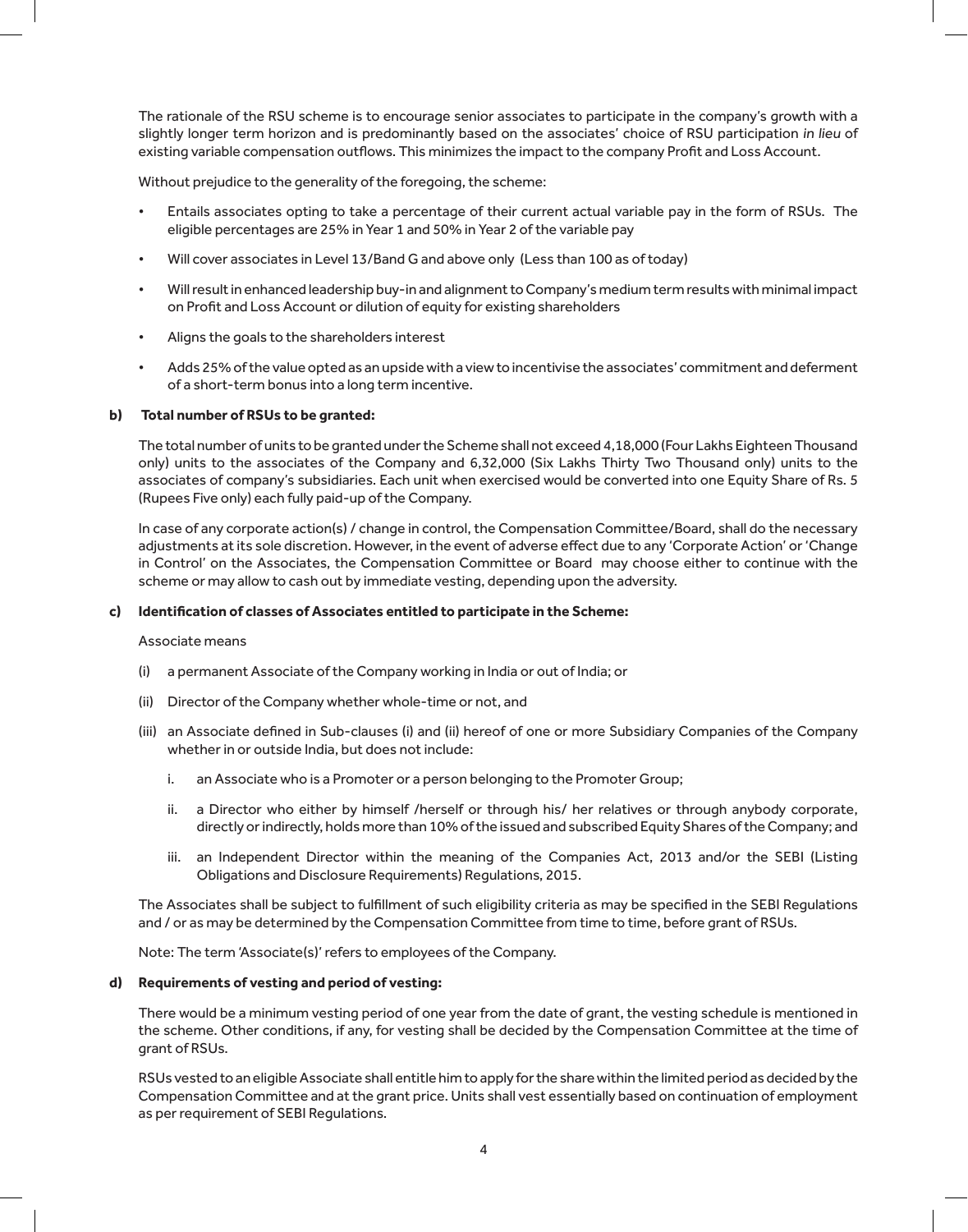The rationale of the RSU scheme is to encourage senior associates to participate in the company's growth with a slightly longer term horizon and is predominantly based on the associates' choice of RSU participation *in lieu* of existing variable compensation outflows. This minimizes the impact to the company Profit and Loss Account.

Without prejudice to the generality of the foregoing, the scheme:

- Entails associates opting to take a percentage of their current actual variable pay in the form of RSUs. The eligible percentages are 25% in Year 1 and 50% in Year 2 of the variable pay
- Will cover associates in Level 13/Band G and above only (Less than 100 as of today)
- Will result in enhanced leadership buy-in and alignment to Company's medium term results with minimal impact on Profit and Loss Account or dilution of equity for existing shareholders
- Aligns the goals to the shareholders interest
- Adds 25% of the value opted as an upside with a view to incentivise the associates' commitment and deferment of a short-term bonus into a long term incentive.

**b) Total number of RSUs to be granted:**

The total number of units to be granted under the Scheme shall not exceed 4,18,000 (Four Lakhs Eighteen Thousand only) units to the associates of the Company and 6,32,000 (Six Lakhs Thirty Two Thousand only) units to the associates of company's subsidiaries. Each unit when exercised would be converted into one Equity Share of Rs. 5 (Rupees Five only) each fully paid-up of the Company.

In case of any corporate action(s) / change in control, the Compensation Committee/Board, shall do the necessary adjustments at its sole discretion. However, in the event of adverse effect due to any 'Corporate Action' or 'Change in Control' on the Associates, the Compensation Committee or Board may choose either to continue with the scheme or may allow to cash out by immediate vesting, depending upon the adversity.

**c) Identification of classes of Associates entitled to participate in the Scheme:**

Associate means

(i) a permanent Associate of the Company working in India or out of India; or

(ii) Director of the Company whether whole-time or not, and

(iii) an Associate defined in Sub-clauses (i) and (ii) hereof of one or more Subsidiary Companies of the Company whether in or outside India, but does not include:

   i. an Associate who is a Promoter or a person belonging to the Promoter Group;

   ii. a Director who either by himself /herself or through his/ her relatives or through anybody corporate, directly or indirectly, holds more than 10% of the issued and subscribed Equity Shares of the Company; and

   iii. an Independent Director within the meaning of the Companies Act, 2013 and/or the SEBI (Listing Obligations and Disclosure Requirements) Regulations, 2015.

The Associates shall be subject to fulfillment of such eligibility criteria as may be specified in the SEBI Regulations and / or as may be determined by the Compensation Committee from time to time, before grant of RSUs.

Note: The term 'Associate(s)' refers to employees of the Company.

**d) Requirements of vesting and period of vesting:**

There would be a minimum vesting period of one year from the date of grant, the vesting schedule is mentioned in the scheme. Other conditions, if any, for vesting shall be decided by the Compensation Committee at the time of grant of RSUs.

RSUs vested to an eligible Associate shall entitle him to apply for the share within the limited period as decided by the Compensation Committee and at the grant price. Units shall vest essentially based on continuation of employment as per requirement of SEBI Regulations.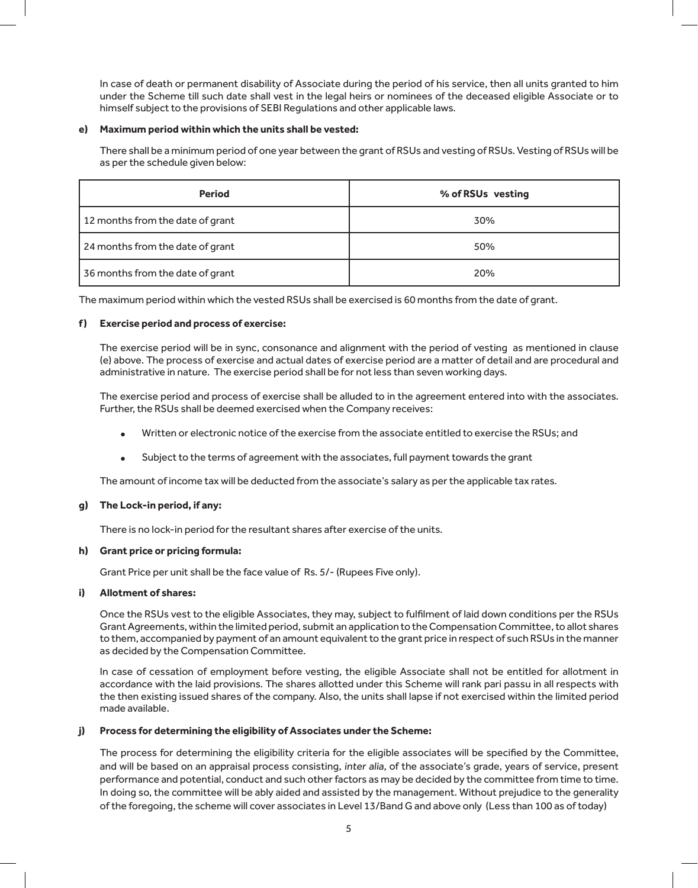In case of death or permanent disability of Associate during the period of his service, then all units granted to him under the Scheme till such date shall vest in the legal heirs or nominees of the deceased eligible Associate or to himself subject to the provisions of SEBI Regulations and other applicable laws.

**e) Maximum period within which the units shall be vested:**

There shall be a minimum period of one year between the grant of RSUs and vesting of RSUs. Vesting of RSUs will be as per the schedule given below:

| Period | % of RSUs vesting |
|---|---|
| 12 months from the date of grant | 30% |
| 24 months from the date of grant | 50% |
| 36 months from the date of grant | 20% |

The maximum period within which the vested RSUs shall be exercised is 60 months from the date of grant.

**f) Exercise period and process of exercise:**

The exercise period will be in sync, consonance and alignment with the period of vesting as mentioned in clause (e) above. The process of exercise and actual dates of exercise period are a matter of detail and are procedural and administrative in nature. The exercise period shall be for not less than seven working days.

The exercise period and process of exercise shall be alluded to in the agreement entered into with the associates. Further, the RSUs shall be deemed exercised when the Company receives:

- Written or electronic notice of the exercise from the associate entitled to exercise the RSUs; and
- Subject to the terms of agreement with the associates, full payment towards the grant

The amount of income tax will be deducted from the associate's salary as per the applicable tax rates.

**g) The Lock-in period, if any:**

There is no lock-in period for the resultant shares after exercise of the units.

**h) Grant price or pricing formula:**

Grant Price per unit shall be the face value of Rs. 5/- (Rupees Five only).

**i) Allotment of shares:**

Once the RSUs vest to the eligible Associates, they may, subject to fulfilment of laid down conditions per the RSUs Grant Agreements, within the limited period, submit an application to the Compensation Committee, to allot shares to them, accompanied by payment of an amount equivalent to the grant price in respect of such RSUs in the manner as decided by the Compensation Committee.

In case of cessation of employment before vesting, the eligible Associate shall not be entitled for allotment in accordance with the laid provisions. The shares allotted under this Scheme will rank pari passu in all respects with the then existing issued shares of the company. Also, the units shall lapse if not exercised within the limited period made available.

**j) Process for determining the eligibility of Associates under the Scheme:**

The process for determining the eligibility criteria for the eligible associates will be specified by the Committee, and will be based on an appraisal process consisting, *inter alia,* of the associate's grade, years of service, present performance and potential, conduct and such other factors as may be decided by the committee from time to time. In doing so, the committee will be ably aided and assisted by the management. Without prejudice to the generality of the foregoing, the scheme will cover associates in Level 13/Band G and above only (Less than 100 as of today)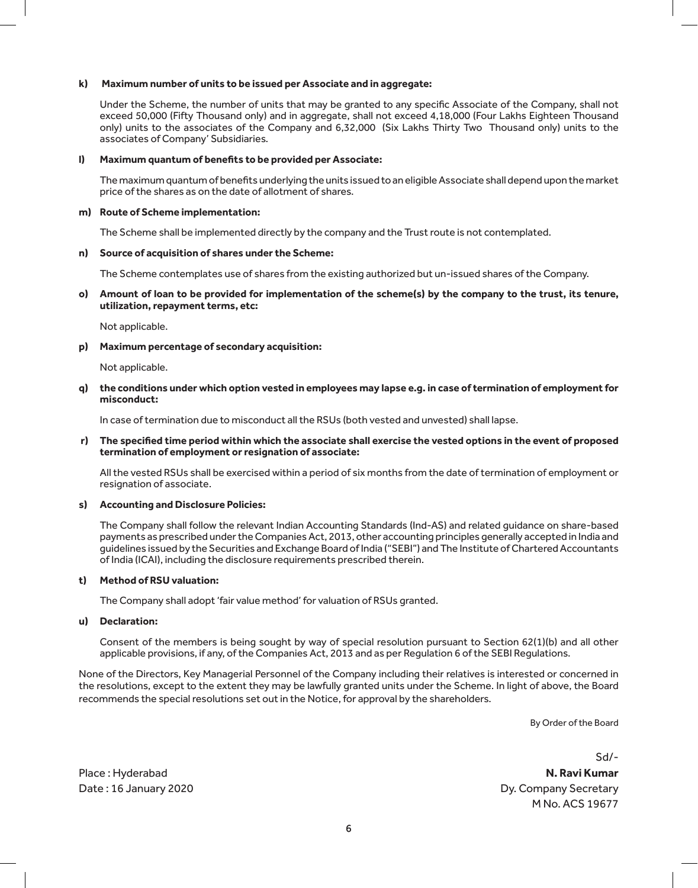**k) Maximum number of units to be issued per Associate and in aggregate:**

Under the Scheme, the number of units that may be granted to any specific Associate of the Company, shall not exceed 50,000 (Fifty Thousand only) and in aggregate, shall not exceed 4,18,000 (Four Lakhs Eighteen Thousand only) units to the associates of the Company and 6,32,000 (Six Lakhs Thirty Two Thousand only) units to the associates of Company' Subsidiaries.

**l) Maximum quantum of benefits to be provided per Associate:**

The maximum quantum of benefits underlying the units issued to an eligible Associate shall depend upon the market price of the shares as on the date of allotment of shares.

**m) Route of Scheme implementation:**

The Scheme shall be implemented directly by the company and the Trust route is not contemplated.

**n) Source of acquisition of shares under the Scheme:**

The Scheme contemplates use of shares from the existing authorized but un-issued shares of the Company.

**o) Amount of loan to be provided for implementation of the scheme(s) by the company to the trust, its tenure, utilization, repayment terms, etc:**

Not applicable.

**p) Maximum percentage of secondary acquisition:**

Not applicable.

**q) the conditions under which option vested in employees may lapse e.g. in case of termination of employment for misconduct:**

In case of termination due to misconduct all the RSUs (both vested and unvested) shall lapse.

**r) The specified time period within which the associate shall exercise the vested options in the event of proposed termination of employment or resignation of associate:**

All the vested RSUs shall be exercised within a period of six months from the date of termination of employment or resignation of associate.

**s) Accounting and Disclosure Policies:**

The Company shall follow the relevant Indian Accounting Standards (Ind-AS) and related guidance on share-based payments as prescribed under the Companies Act, 2013, other accounting principles generally accepted in India and guidelines issued by the Securities and Exchange Board of India ("SEBI") and The Institute of Chartered Accountants of India (ICAI), including the disclosure requirements prescribed therein.

**t) Method of RSU valuation:**

The Company shall adopt 'fair value method' for valuation of RSUs granted.

**u) Declaration:**

Consent of the members is being sought by way of special resolution pursuant to Section 62(1)(b) and all other applicable provisions, if any, of the Companies Act, 2013 and as per Regulation 6 of the SEBI Regulations.

None of the Directors, Key Managerial Personnel of the Company including their relatives is interested or concerned in the resolutions, except to the extent they may be lawfully granted units under the Scheme. In light of above, the Board recommends the special resolutions set out in the Notice, for approval by the shareholders.

By Order of the Board

Sd/-

Place : Hyderabad

Date : 16 January 2020

**N. Ravi Kumar**
Dy. Company Secretary
M No. ACS 19677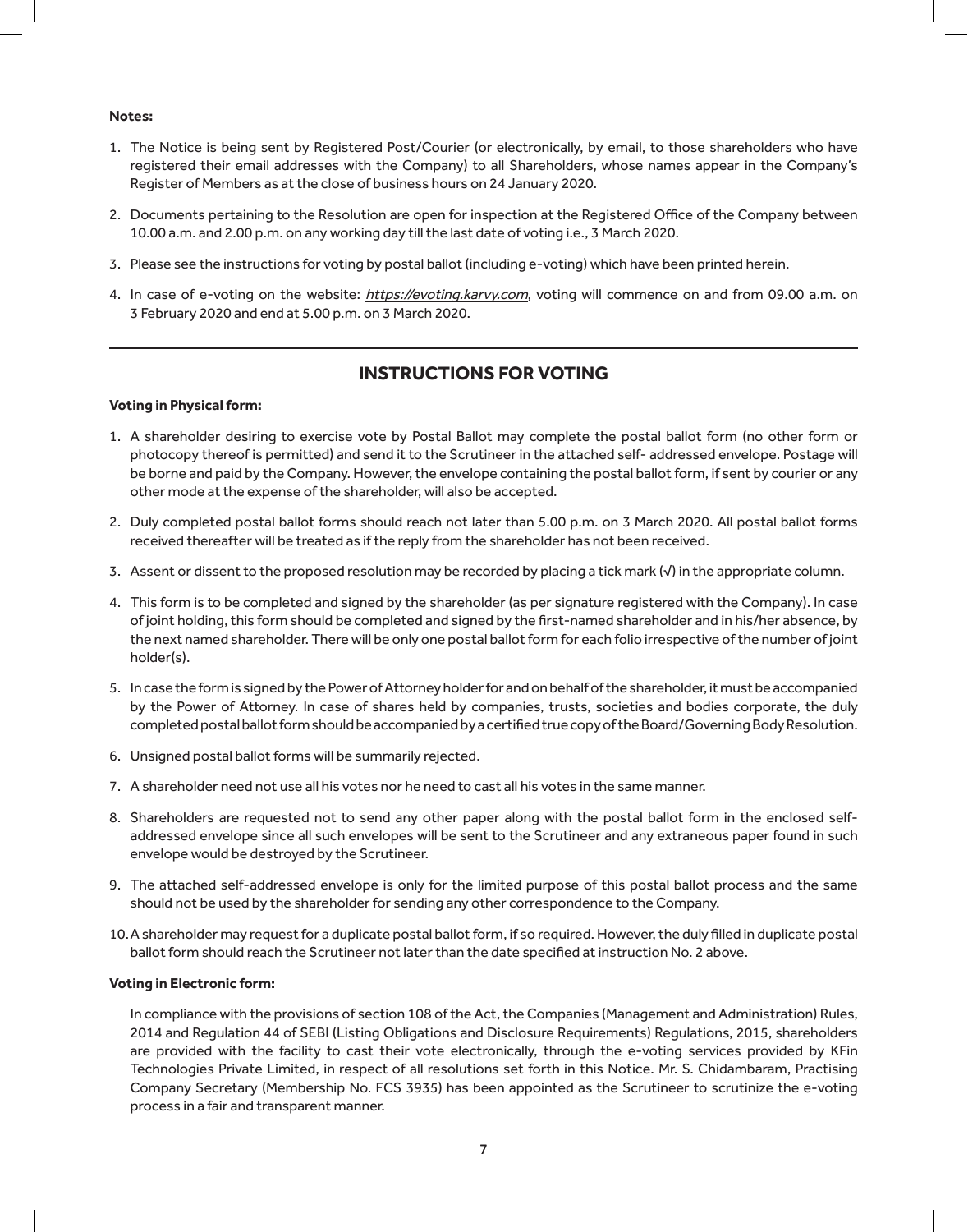**Notes:**

1. The Notice is being sent by Registered Post/Courier (or electronically, by email, to those shareholders who have registered their email addresses with the Company) to all Shareholders, whose names appear in the Company's Register of Members as at the close of business hours on 24 January 2020.
2. Documents pertaining to the Resolution are open for inspection at the Registered Office of the Company between 10.00 a.m. and 2.00 p.m. on any working day till the last date of voting i.e., 3 March 2020.
3. Please see the instructions for voting by postal ballot (including e-voting) which have been printed herein.
4. In case of e-voting on the website: *https://evoting.karvy.com*, voting will commence on and from 09.00 a.m. on 3 February 2020 and end at 5.00 p.m. on 3 March 2020.

---

## INSTRUCTIONS FOR VOTING

**Voting in Physical form:**

1. A shareholder desiring to exercise vote by Postal Ballot may complete the postal ballot form (no other form or photocopy thereof is permitted) and send it to the Scrutineer in the attached self- addressed envelope. Postage will be borne and paid by the Company. However, the envelope containing the postal ballot form, if sent by courier or any other mode at the expense of the shareholder, will also be accepted.
2. Duly completed postal ballot forms should reach not later than 5.00 p.m. on 3 March 2020. All postal ballot forms received thereafter will be treated as if the reply from the shareholder has not been received.
3. Assent or dissent to the proposed resolution may be recorded by placing a tick mark (√) in the appropriate column.
4. This form is to be completed and signed by the shareholder (as per signature registered with the Company). In case of joint holding, this form should be completed and signed by the first-named shareholder and in his/her absence, by the next named shareholder. There will be only one postal ballot form for each folio irrespective of the number of joint holder(s).
5. In case the form is signed by the Power of Attorney holder for and on behalf of the shareholder, it must be accompanied by the Power of Attorney. In case of shares held by companies, trusts, societies and bodies corporate, the duly completed postal ballot form should be accompanied by a certified true copy of the Board/Governing Body Resolution.
6. Unsigned postal ballot forms will be summarily rejected.
7. A shareholder need not use all his votes nor he need to cast all his votes in the same manner.
8. Shareholders are requested not to send any other paper along with the postal ballot form in the enclosed self-addressed envelope since all such envelopes will be sent to the Scrutineer and any extraneous paper found in such envelope would be destroyed by the Scrutineer.
9. The attached self-addressed envelope is only for the limited purpose of this postal ballot process and the same should not be used by the shareholder for sending any other correspondence to the Company.
10. A shareholder may request for a duplicate postal ballot form, if so required. However, the duly filled in duplicate postal ballot form should reach the Scrutineer not later than the date specified at instruction No. 2 above.

**Voting in Electronic form:**

In compliance with the provisions of section 108 of the Act, the Companies (Management and Administration) Rules, 2014 and Regulation 44 of SEBI (Listing Obligations and Disclosure Requirements) Regulations, 2015, shareholders are provided with the facility to cast their vote electronically, through the e-voting services provided by KFin Technologies Private Limited, in respect of all resolutions set forth in this Notice. Mr. S. Chidambaram, Practising Company Secretary (Membership No. FCS 3935) has been appointed as the Scrutineer to scrutinize the e-voting process in a fair and transparent manner.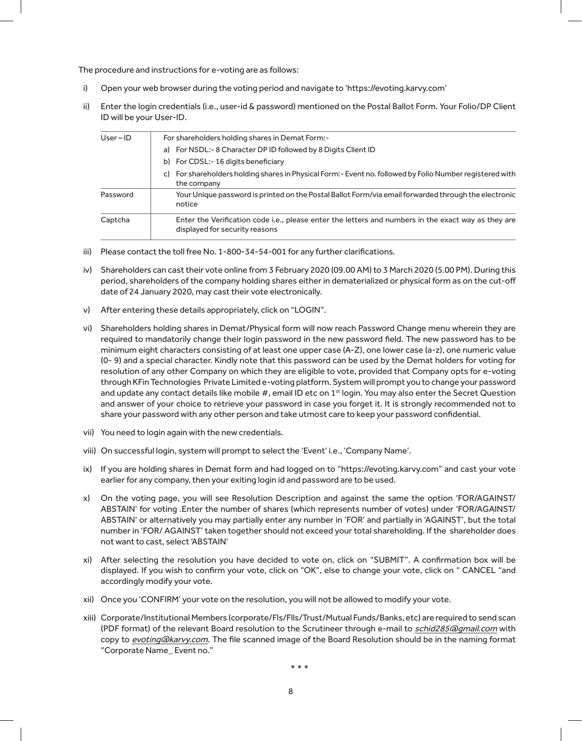The procedure and instructions for e-voting are as follows:

i) Open your web browser during the voting period and navigate to 'https://evoting.karvy.com'

ii) Enter the login credentials (i.e., user-id & password) mentioned on the Postal Ballot Form. Your Folio/DP Client ID will be your User-ID.

| | |
|---|---|
| User – ID | For shareholders holding shares in Demat Form:-<br>a) For NSDL:- 8 Character DP ID followed by 8 Digits Client ID<br>b) For CDSL:- 16 digits beneficiary<br>c) For shareholders holding shares in Physical Form:- Event no. followed by Folio Number registered with the company |
| Password | Your Unique password is printed on the Postal Ballot Form/via email forwarded through the electronic notice |
| Captcha | Enter the Verification code i.e., please enter the letters and numbers in the exact way as they are displayed for security reasons |

iii) Please contact the toll free No. 1-800-34-54-001 for any further clarifications.

iv) Shareholders can cast their vote online from 3 February 2020 (09.00 AM) to 3 March 2020 (5.00 PM). During this period, shareholders of the company holding shares either in dematerialized or physical form as on the cut-off date of 24 January 2020, may cast their vote electronically.

v) After entering these details appropriately, click on "LOGIN".

vi) Shareholders holding shares in Demat/Physical form will now reach Password Change menu wherein they are required to mandatorily change their login password in the new password field. The new password has to be minimum eight characters consisting of at least one upper case (A-Z), one lower case (a-z), one numeric value (0- 9) and a special character. Kindly note that this password can be used by the Demat holders for voting for resolution of any other Company on which they are eligible to vote, provided that Company opts for e-voting through KFin Technologies Private Limited e-voting platform. System will prompt you to change your password and update any contact details like mobile #, email ID etc on 1st login. You may also enter the Secret Question and answer of your choice to retrieve your password in case you forget it. It is strongly recommended not to share your password with any other person and take utmost care to keep your password confidential.

vii) You need to login again with the new credentials.

viii) On successful login, system will prompt to select the 'Event' i.e., 'Company Name'.

ix) If you are holding shares in Demat form and had logged on to "https://evoting.karvy.com" and cast your vote earlier for any company, then your exiting login id and password are to be used.

x) On the voting page, you will see Resolution Description and against the same the option 'FOR/AGAINST/ ABSTAIN' for voting .Enter the number of shares (which represents number of votes) under 'FOR/AGAINST/ ABSTAIN' or alternatively you may partially enter any number in 'FOR' and partially in 'AGAINST', but the total number in 'FOR/ AGAINST' taken together should not exceed your total shareholding. If the shareholder does not want to cast, select 'ABSTAIN'

xi) After selecting the resolution you have decided to vote on, click on "SUBMIT". A confirmation box will be displayed. If you wish to confirm your vote, click on "OK", else to change your vote, click on " CANCEL "and accordingly modify your vote.

xii) Once you 'CONFIRM' your vote on the resolution, you will not be allowed to modify your vote.

xiii) Corporate/Institutional Members (corporate/FIs/FIIs/Trust/Mutual Funds/Banks, etc) are required to send scan (PDF format) of the relevant Board resolution to the Scrutineer through e-mail to *schid285@gmail.com* with copy to *evoting@karvy.com*. The file scanned image of the Board Resolution should be in the naming format "Corporate Name_ Event no."

* * *